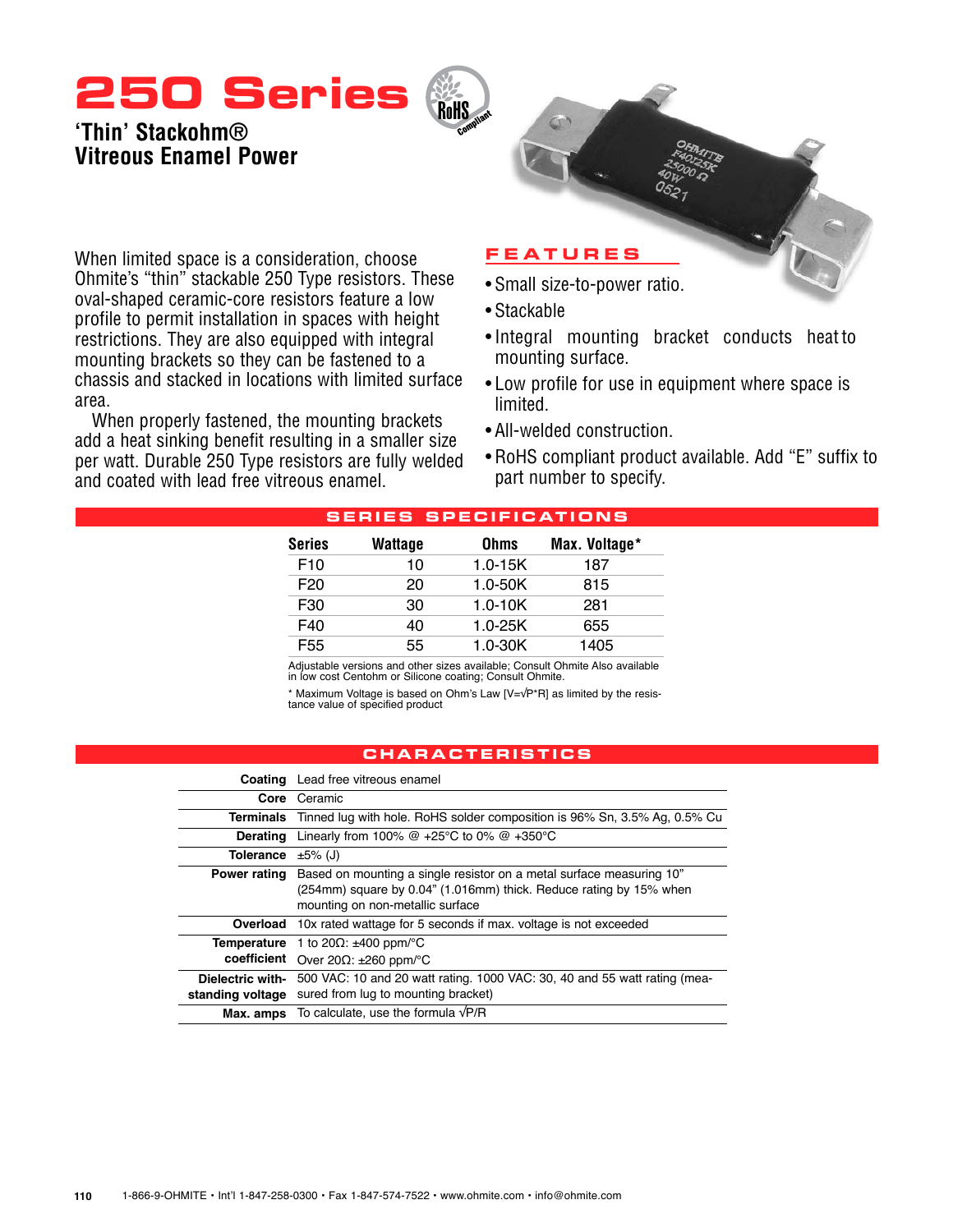# 250 Series

## 'Thin' Stackohm® Vitreous Enamel Power

When limited space is a consideration, choose Ohmite's "thin" stackable 250 Type resistors. These oval-shaped ceramic-core resistors feature a low profile to permit installation in spaces with height restrictions. They are also equipped with integral mounting brackets so they can be fastened to a chassis and stacked in locations with limited surface area.

When properly fastened, the mounting brackets add a heat sinking benefit resulting in a smaller size per watt. Durable 250 Type resistors are fully welded and coated with lead free vitreous enamel.

### FEATURES

- Small size-to-power ratio.
- Stackable
- Integral mounting bracket conducts heat to mounting surface.
- Low profile for use in equipment where space is limited.
- All-welded construction.
- RoHS compliant product available. Add "E" suffix to part number to specify.

### SERIES SPECIFICATIONS

| Series | Wattage | Ohms | Max. Voltage* |
|---|---|---|---|
| F10 | 10 | 1.0-15K | 187 |
| F20 | 20 | 1.0-50K | 815 |
| F30 | 30 | 1.0-10K | 281 |
| F40 | 40 | 1.0-25K | 655 |
| F55 | 55 | 1.0-30K | 1405 |

Adjustable versions and other sizes available; Consult Ohmite Also available in low cost Centohm or Silicone coating; Consult Ohmite.

* Maximum Voltage is based on Ohm's Law [$V=\sqrt{P*R}$] as limited by the resistance value of specified product

### CHARACTERISTICS

| | |
|---|---|
| **Coating** | Lead free vitreous enamel |
| **Core** | Ceramic |
| **Terminals** | Tinned lug with hole. RoHS solder composition is 96% Sn, 3.5% Ag, 0.5% Cu |
| **Derating** | Linearly from 100% @ +25°C to 0% @ +350°C |
| **Tolerance** | ±5% (J) |
| **Power rating** | Based on mounting a single resistor on a metal surface measuring 10" (254mm) square by 0.04" (1.016mm) thick. Reduce rating by 15% when mounting on non-metallic surface |
| **Overload** | 10x rated wattage for 5 seconds if max. voltage is not exceeded |
| **Temperature coefficient** | 1 to 20Ω: ±400 ppm/°C<br>Over 20Ω: ±260 ppm/°C |
| **Dielectric withstanding voltage** | 500 VAC: 10 and 20 watt rating. 1000 VAC: 30, 40 and 55 watt rating (measured from lug to mounting bracket) |
| **Max. amps** | To calculate, use the formula $\sqrt{P/R}$ |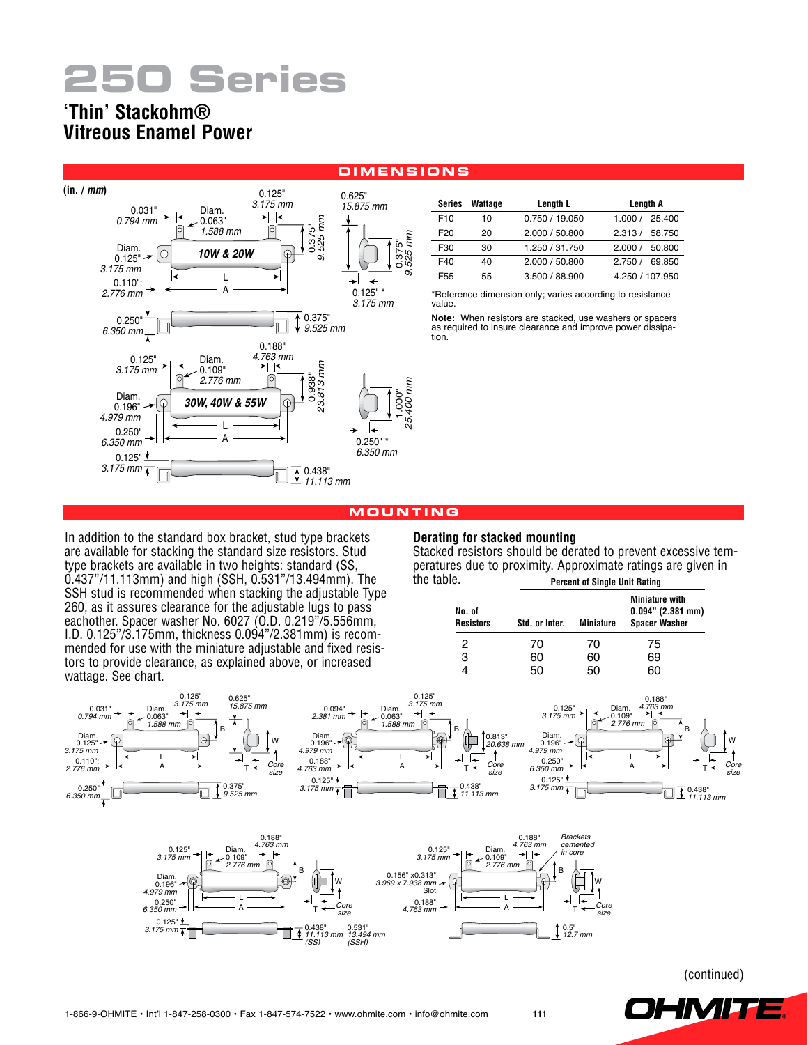# 250 Series

## 'Thin' Stackohm®
## Vitreous Enamel Power

## DIMENSIONS

(in. / *mm*)

| Series | Wattage | Length L | Length A |
|---|---|---|---|
| F10 | 10 | 0.750 / 19.050 | 1.000 / 25.400 |
| F20 | 20 | 2.000 / 50.800 | 2.313 / 58.750 |
| F30 | 30 | 1.250 / 31.750 | 2.000 / 50.800 |
| F40 | 40 | 2.000 / 50.800 | 2.750 / 69.850 |
| F55 | 55 | 3.500 / 88.900 | 4.250 / 107.950 |

*Reference dimension only; varies according to resistance value.

**Note:** When resistors are stacked, use washers or spacers as required to insure clearance and improve power dissipation.

## MOUNTING

In addition to the standard box bracket, stud type brackets are available for stacking the standard size resistors. Stud type brackets are available in two heights: standard (SS, 0.437"/11.113mm) and high (SSH, 0.531"/13.494mm). The SSH stud is recommended when stacking the adjustable Type 260, as it assures clearance for the adjustable lugs to pass eachother. Spacer washer No. 6027 (O.D. 0.219"/5.556mm, I.D. 0.125"/3.175mm, thickness 0.094"/2.381mm) is recommended for use with the miniature adjustable and fixed resistors to provide clearance, as explained above, or increased wattage. See chart.

### Derating for stacked mounting

Stacked resistors should be derated to prevent excessive temperatures due to proximity. Approximate ratings are given in the table.

| No. of Resistors | Percent of Single Unit Rating: Std. or Inter. | Miniature | Miniature with 0.094" (2.381 mm) Spacer Washer |
|---|---|---|---|
| 2 | 70 | 70 | 75 |
| 3 | 60 | 60 | 69 |
| 4 | 50 | 50 | 60 |

(continued)

1-866-9-OHMITE • Int'l 1-847-258-0300 • Fax 1-847-574-7522 • www.ohmite.com • info@ohmite.com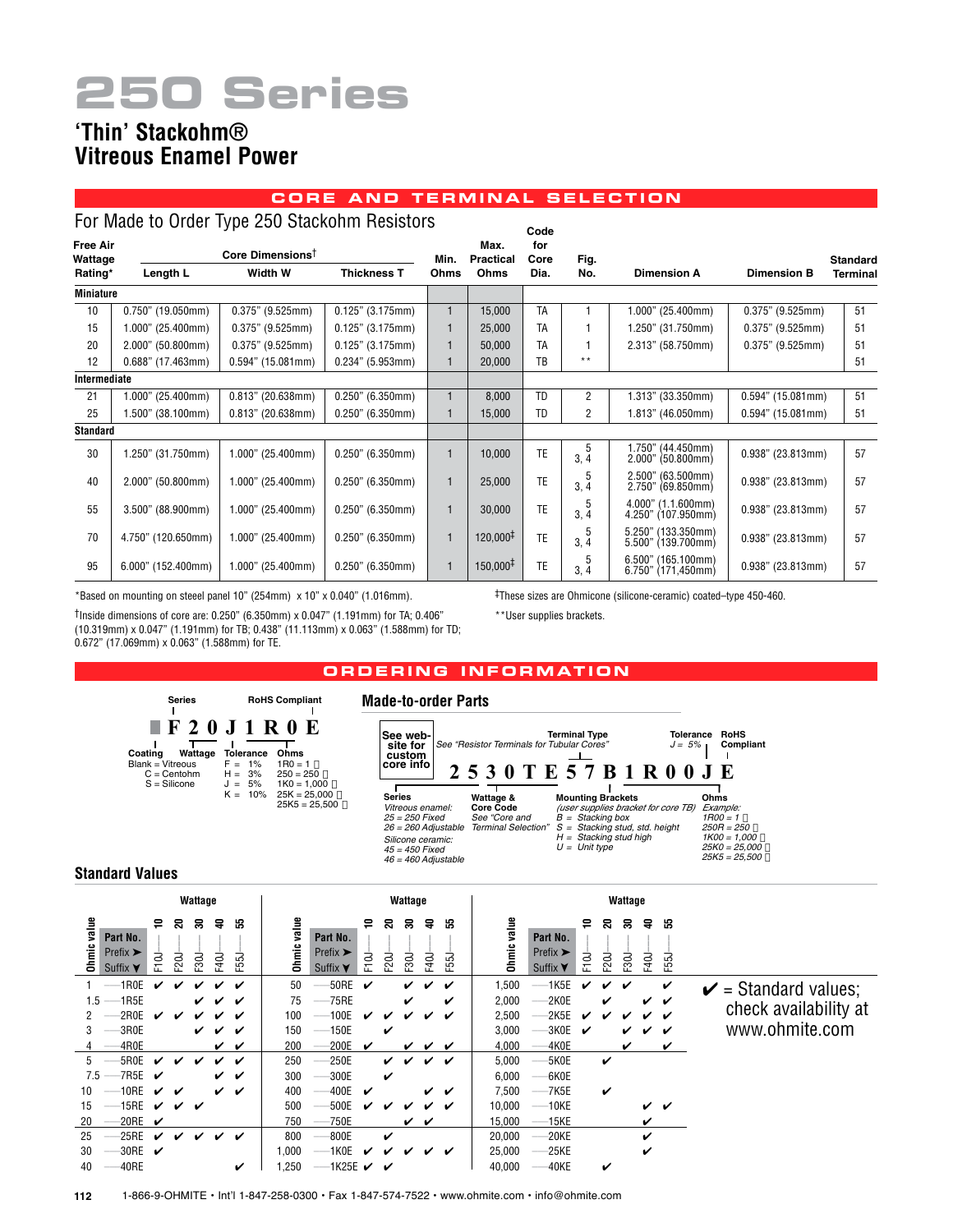# 250 Series

## 'Thin' Stackohm® Vitreous Enamel Power

## CORE AND TERMINAL SELECTION

### For Made to Order Type 250 Stackohm Resistors

| Free Air Wattage Rating* | Core Dimensions† Length L | Width W | Thickness T | Min. Ohms | Max. Practical Ohms | Code for Core Dia. | Fig. No. | Dimension A | Dimension B | Standard Terminal |
|---|---|---|---|---|---|---|---|---|---|---|
| **Miniature** | | | | | | | | | | |
| 10 | 0.750" (19.050mm) | 0.375" (9.525mm) | 0.125" (3.175mm) | 1 | 15,000 | TA | 1 | 1.000" (25.400mm) | 0.375" (9.525mm) | 51 |
| 15 | 1.000" (25.400mm) | 0.375" (9.525mm) | 0.125" (3.175mm) | 1 | 25,000 | TA | 1 | 1.250" (31.750mm) | 0.375" (9.525mm) | 51 |
| 20 | 2.000" (50.800mm) | 0.375" (9.525mm) | 0.125" (3.175mm) | 1 | 50,000 | TA | 1 | 2.313" (58.750mm) | 0.375" (9.525mm) | 51 |
| 12 | 0.688" (17.463mm) | 0.594" (15.081mm) | 0.234" (5.953mm) | 1 | 20,000 | TB | ** | | | 51 |
| **Intermediate** | | | | | | | | | | |
| 21 | 1.000" (25.400mm) | 0.813" (20.638mm) | 0.250" (6.350mm) | 1 | 8,000 | TD | 2 | 1.313" (33.350mm) | 0.594" (15.081mm) | 51 |
| 25 | 1.500" (38.100mm) | 0.813" (20.638mm) | 0.250" (6.350mm) | 1 | 15,000 | TD | 2 | 1.813" (46.050mm) | 0.594" (15.081mm) | 51 |
| **Standard** | | | | | | | | | | |
| 30 | 1.250" (31.750mm) | 1.000" (25.400mm) | 0.250" (6.350mm) | 1 | 10,000 | TE | 5 / 3, 4 | 1.750" (44.450mm) / 2.000" (50.800mm) | 0.938" (23.813mm) | 57 |
| 40 | 2.000" (50.800mm) | 1.000" (25.400mm) | 0.250" (6.350mm) | 1 | 25,000 | TE | 5 / 3, 4 | 2.500" (63.500mm) / 2.750" (69.850mm) | 0.938" (23.813mm) | 57 |
| 55 | 3.500" (88.900mm) | 1.000" (25.400mm) | 0.250" (6.350mm) | 1 | 30,000 | TE | 5 / 3, 4 | 4.000" (1.1.600mm) / 4.250" (107.950mm) | 0.938" (23.813mm) | 57 |
| 70 | 4.750" (120.650mm) | 1.000" (25.400mm) | 0.250" (6.350mm) | 1 | 120,000‡ | TE | 5 / 3, 4 | 5.250" (133.350mm) / 5.500" (139.700mm) | 0.938" (23.813mm) | 57 |
| 95 | 6.000" (152.400mm) | 1.000" (25.400mm) | 0.250" (6.350mm) | 1 | 150,000‡ | TE | 5 / 3, 4 | 6.500" (165.100mm) / 6.750" (171,450mm) | 0.938" (23.813mm) | 57 |

*Based on mounting on steeel panel 10" (254mm) x 10" x 0.040" (1.016mm).

†Inside dimensions of core are: 0.250" (6.350mm) x 0.047" (1.191mm) for TA; 0.406" (10.319mm) x 0.047" (1.191mm) for TB; 0.438" (11.113mm) x 0.063" (1.588mm) for TD; 0.672" (17.069mm) x 0.063" (1.588mm) for TE.

‡These sizes are Ohmicone (silicone-ceramic) coated–type 450-460.

**User supplies brackets.

## ORDERING INFORMATION

**F 2 0 J 1 R 0 E**

- **Series**
- **RoHS Compliant**
- **Coating**: Blank = Vitreous; C = Centohm; S = Silicone
- **Wattage**
- **Tolerance**: F = 1%; H = 3%; J = 5%; K = 10%
- **Ohms**: 1R0 = 1 Ω; 250 = 250 Ω; 1K0 = 1,000 Ω; 25K = 25,000 Ω; 25K5 = 25,500 Ω

### Made-to-order Parts

**2 5 3 0 T E 5 7 B 1 R 0 0 J E**

- **See website for custom core info**
- **Terminal Type**: *See "Resistor Terminals for Tubular Cores"*
- **Tolerance**: *J = 5%*
- **RoHS Compliant**
- **Series**: *Vitreous enamel: 25 = 250 Fixed; 26 = 260 Adjustable; Silicone ceramic: 45 = 450 Fixed; 46 = 460 Adjustable*
- **Wattage & Core Code**: *See "Core and Terminal Selection"*
- **Mounting Brackets** *(user supplies bracket for core TB)*: *B = Stacking box; S = Stacking stud, std. height; H = Stacking stud high; U = Unit type*
- **Ohms**: *Example: 1R00 = 1 Ω; 250R = 250 Ω; 1K00 = 1,000 Ω; 25K0 = 25,000 Ω; 25K5 = 25,500 Ω*

### Standard Values

| Ohmic value | Part No. Suffix | 10 (F10J) | 20 (F20J) | 30 (F30J) | 40 (F40J) | 55 (F55J) |
|---|---|---|---|---|---|---|
| 1 | 1R0E | ✔ | ✔ | ✔ | ✔ | ✔ |
| 1.5 | 1R5E | | | ✔ | ✔ | ✔ |
| 2 | 2R0E | ✔ | ✔ | ✔ | ✔ | ✔ |
| 3 | 3R0E | | | ✔ | ✔ | ✔ |
| 4 | 4R0E | | | | ✔ | ✔ |
| 5 | 5R0E | ✔ | ✔ | ✔ | ✔ | ✔ |
| 7.5 | 7R5E | ✔ | | | ✔ | ✔ |
| 10 | 10RE | ✔ | ✔ | | ✔ | ✔ |
| 15 | 15RE | ✔ | ✔ | ✔ | | |
| 20 | 20RE | ✔ | | | | |
| 25 | 25RE | ✔ | ✔ | ✔ | ✔ | ✔ |
| 30 | 30RE | ✔ | | | | |
| 40 | 40RE | | | | | ✔ |

| Ohmic value | Part No. Suffix | 10 (F10J) | 20 (F20J) | 30 (F30J) | 40 (F40J) | 55 (F55J) |
|---|---|---|---|---|---|---|
| 50 | 50RE | ✔ | | ✔ | ✔ | ✔ |
| 75 | 75RE | | | ✔ | | ✔ |
| 100 | 100E | ✔ | ✔ | ✔ | ✔ | ✔ |
| 150 | 150E | | ✔ | | | |
| 200 | 200E | ✔ | | ✔ | ✔ | ✔ |
| 250 | 250E | | ✔ | ✔ | ✔ | ✔ |
| 300 | 300E | | ✔ | | | |
| 400 | 400E | ✔ | | | ✔ | ✔ |
| 500 | 500E | ✔ | ✔ | ✔ | ✔ | ✔ |
| 750 | 750E | | | ✔ | ✔ | |
| 800 | 800E | | ✔ | | | |
| 1,000 | 1K0E | ✔ | ✔ | ✔ | ✔ | ✔ |
| 1,250 | 1K25E | ✔ | ✔ | | | |

| Ohmic value | Part No. Suffix | 10 (F10J) | 20 (F20J) | 30 (F30J) | 40 (F40J) | 55 (F55J) |
|---|---|---|---|---|---|---|
| 1,500 | 1K5E | ✔ | ✔ | ✔ | | ✔ |
| 2,000 | 2K0E | | ✔ | | ✔ | ✔ |
| 2,500 | 2K5E | ✔ | ✔ | ✔ | ✔ | ✔ |
| 3,000 | 3K0E | ✔ | | ✔ | ✔ | ✔ |
| 4,000 | 4K0E | | | ✔ | | ✔ |
| 5,000 | 5K0E | | ✔ | | | |
| 6,000 | 6K0E | | | | | |
| 7,500 | 7K5E | | ✔ | | | |
| 10,000 | 10KE | | | | ✔ | ✔ |
| 15,000 | 15KE | | | | ✔ | |
| 20,000 | 20KE | | | | ✔ | |
| 25,000 | 25KE | | | | ✔ | |
| 40,000 | 40KE | | ✔ | | | |

✔ = Standard values; check availability at www.ohmite.com

1-866-9-OHMITE • Int'l 1-847-258-0300 • Fax 1-847-574-7522 • www.ohmite.com • info@ohmite.com